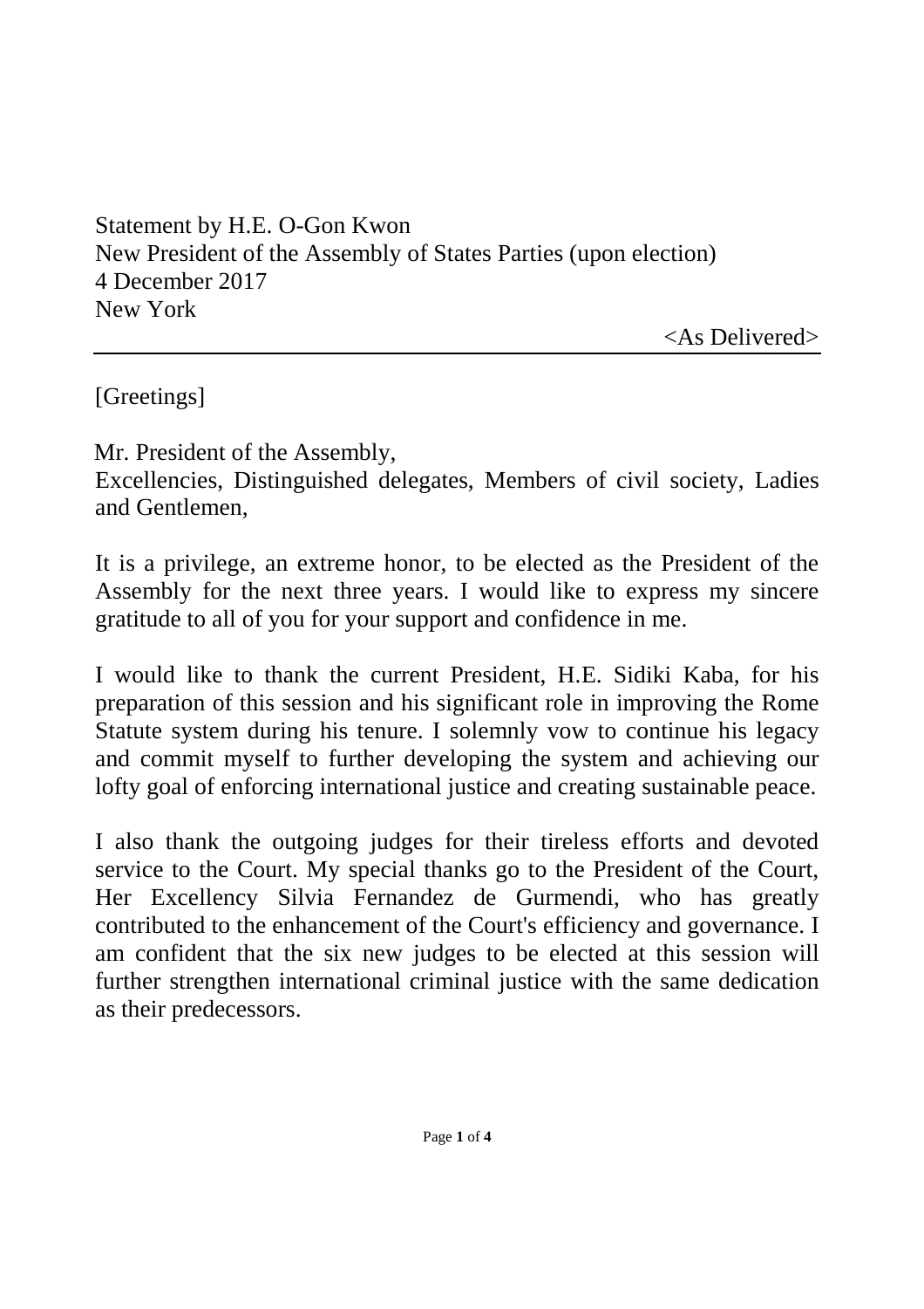Statement by H.E. O-Gon Kwon
New President of the Assembly of States Parties (upon election)
4 December 2017
New York

<As Delivered>

---

[Greetings]

Mr. President of the Assembly,
Excellencies, Distinguished delegates, Members of civil society, Ladies and Gentlemen,

It is a privilege, an extreme honor, to be elected as the President of the Assembly for the next three years. I would like to express my sincere gratitude to all of you for your support and confidence in me.

I would like to thank the current President, H.E. Sidiki Kaba, for his preparation of this session and his significant role in improving the Rome Statute system during his tenure. I solemnly vow to continue his legacy and commit myself to further developing the system and achieving our lofty goal of enforcing international justice and creating sustainable peace.

I also thank the outgoing judges for their tireless efforts and devoted service to the Court. My special thanks go to the President of the Court, Her Excellency Silvia Fernandez de Gurmendi, who has greatly contributed to the enhancement of the Court's efficiency and governance. I am confident that the six new judges to be elected at this session will further strengthen international criminal justice with the same dedication as their predecessors.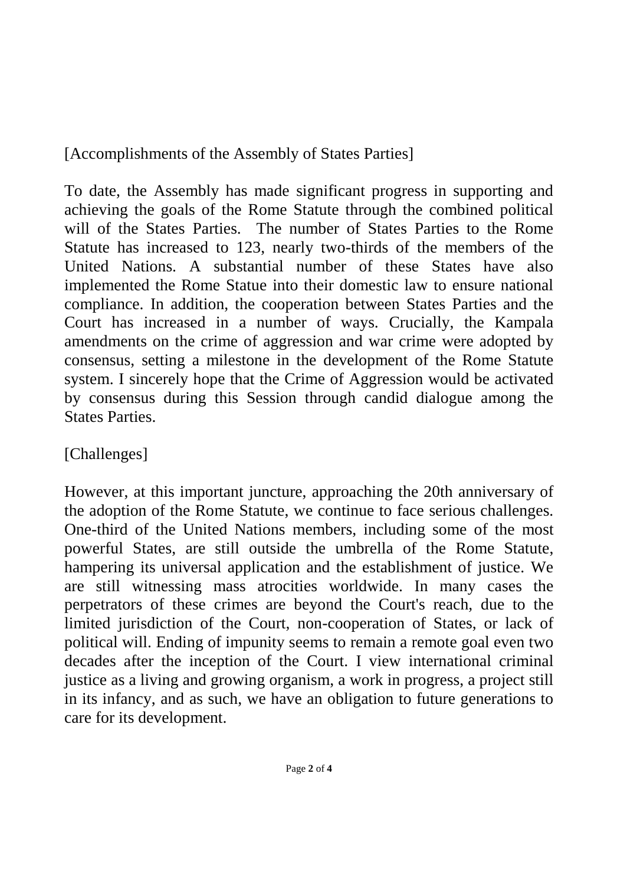[Accomplishments of the Assembly of States Parties]

To date, the Assembly has made significant progress in supporting and achieving the goals of the Rome Statute through the combined political will of the States Parties. The number of States Parties to the Rome Statute has increased to 123, nearly two-thirds of the members of the United Nations. A substantial number of these States have also implemented the Rome Statue into their domestic law to ensure national compliance. In addition, the cooperation between States Parties and the Court has increased in a number of ways. Crucially, the Kampala amendments on the crime of aggression and war crime were adopted by consensus, setting a milestone in the development of the Rome Statute system. I sincerely hope that the Crime of Aggression would be activated by consensus during this Session through candid dialogue among the States Parties.

[Challenges]

However, at this important juncture, approaching the 20th anniversary of the adoption of the Rome Statute, we continue to face serious challenges. One-third of the United Nations members, including some of the most powerful States, are still outside the umbrella of the Rome Statute, hampering its universal application and the establishment of justice. We are still witnessing mass atrocities worldwide. In many cases the perpetrators of these crimes are beyond the Court's reach, due to the limited jurisdiction of the Court, non-cooperation of States, or lack of political will. Ending of impunity seems to remain a remote goal even two decades after the inception of the Court. I view international criminal justice as a living and growing organism, a work in progress, a project still in its infancy, and as such, we have an obligation to future generations to care for its development.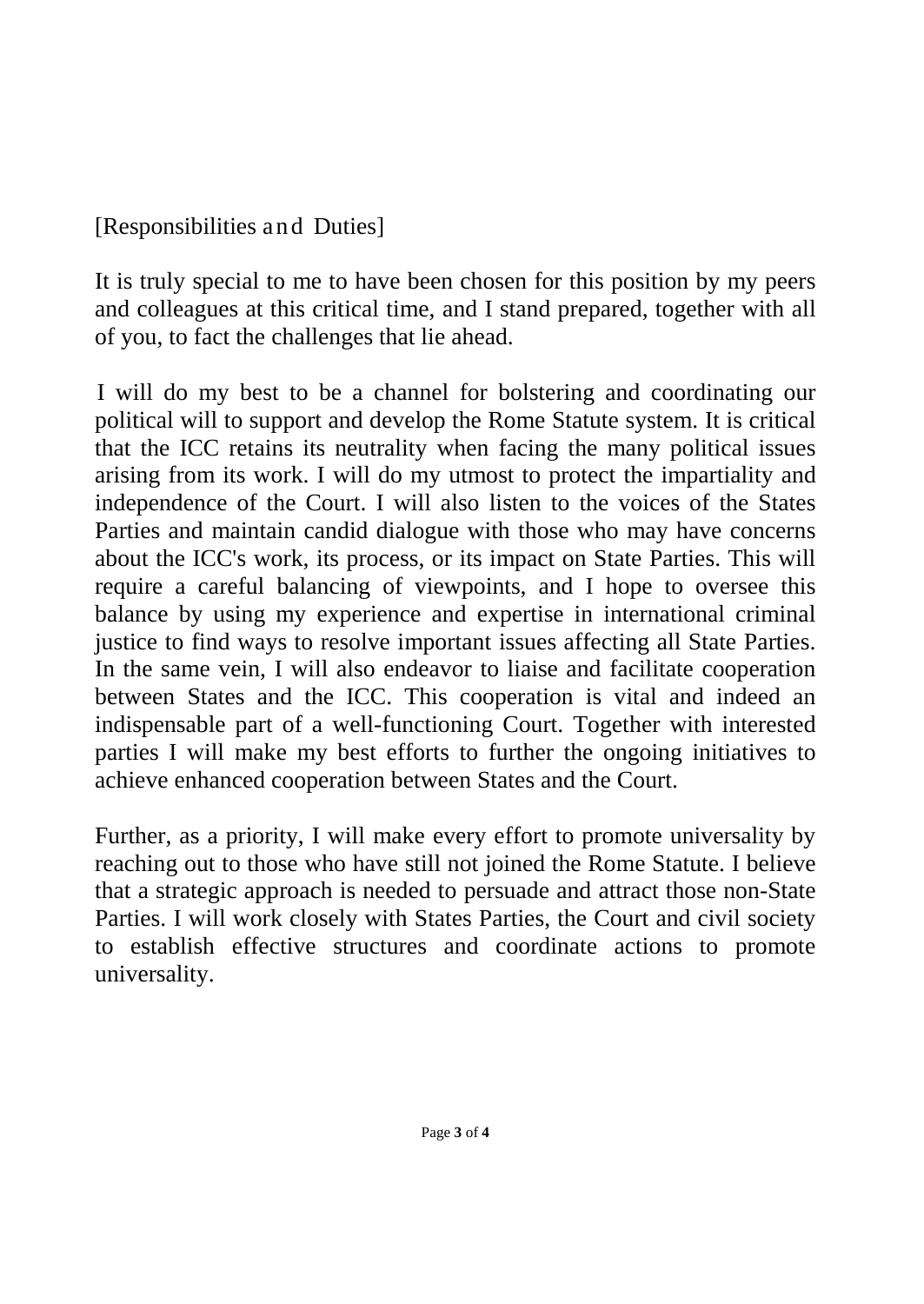[Responsibilities and Duties]

It is truly special to me to have been chosen for this position by my peers and colleagues at this critical time, and I stand prepared, together with all of you, to fact the challenges that lie ahead.

I will do my best to be a channel for bolstering and coordinating our political will to support and develop the Rome Statute system. It is critical that the ICC retains its neutrality when facing the many political issues arising from its work. I will do my utmost to protect the impartiality and independence of the Court. I will also listen to the voices of the States Parties and maintain candid dialogue with those who may have concerns about the ICC's work, its process, or its impact on State Parties. This will require a careful balancing of viewpoints, and I hope to oversee this balance by using my experience and expertise in international criminal justice to find ways to resolve important issues affecting all State Parties. In the same vein, I will also endeavor to liaise and facilitate cooperation between States and the ICC. This cooperation is vital and indeed an indispensable part of a well-functioning Court. Together with interested parties I will make my best efforts to further the ongoing initiatives to achieve enhanced cooperation between States and the Court.

Further, as a priority, I will make every effort to promote universality by reaching out to those who have still not joined the Rome Statute. I believe that a strategic approach is needed to persuade and attract those non-State Parties. I will work closely with States Parties, the Court and civil society to establish effective structures and coordinate actions to promote universality.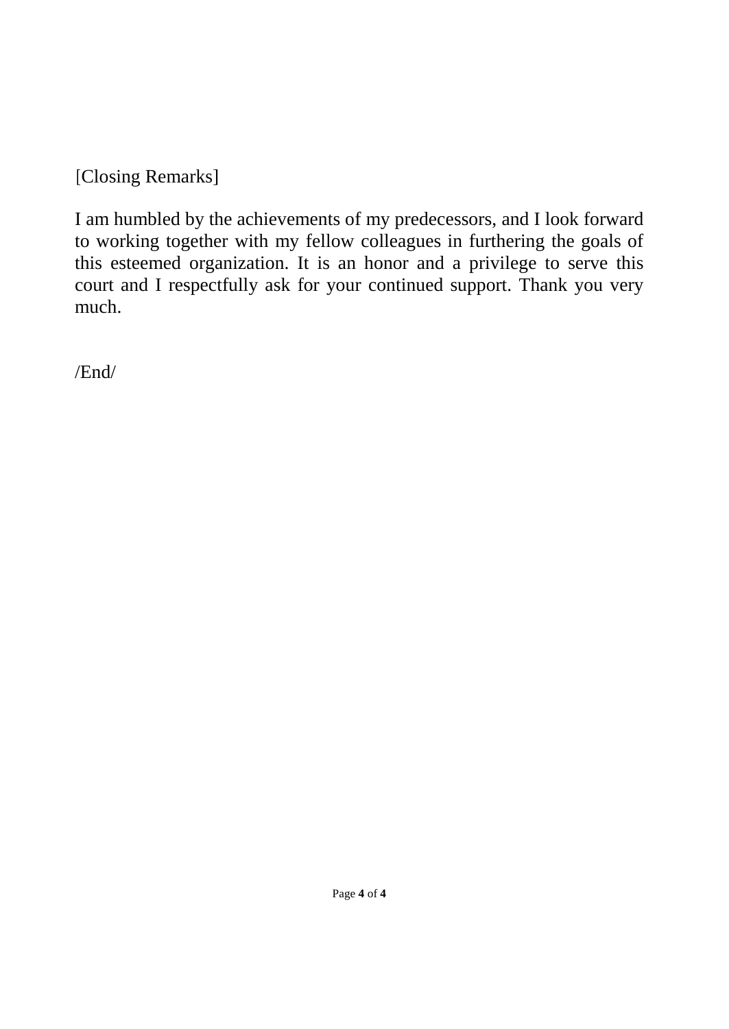[Closing Remarks]

I am humbled by the achievements of my predecessors, and I look forward to working together with my fellow colleagues in furthering the goals of this esteemed organization. It is an honor and a privilege to serve this court and I respectfully ask for your continued support. Thank you very much.

/End/